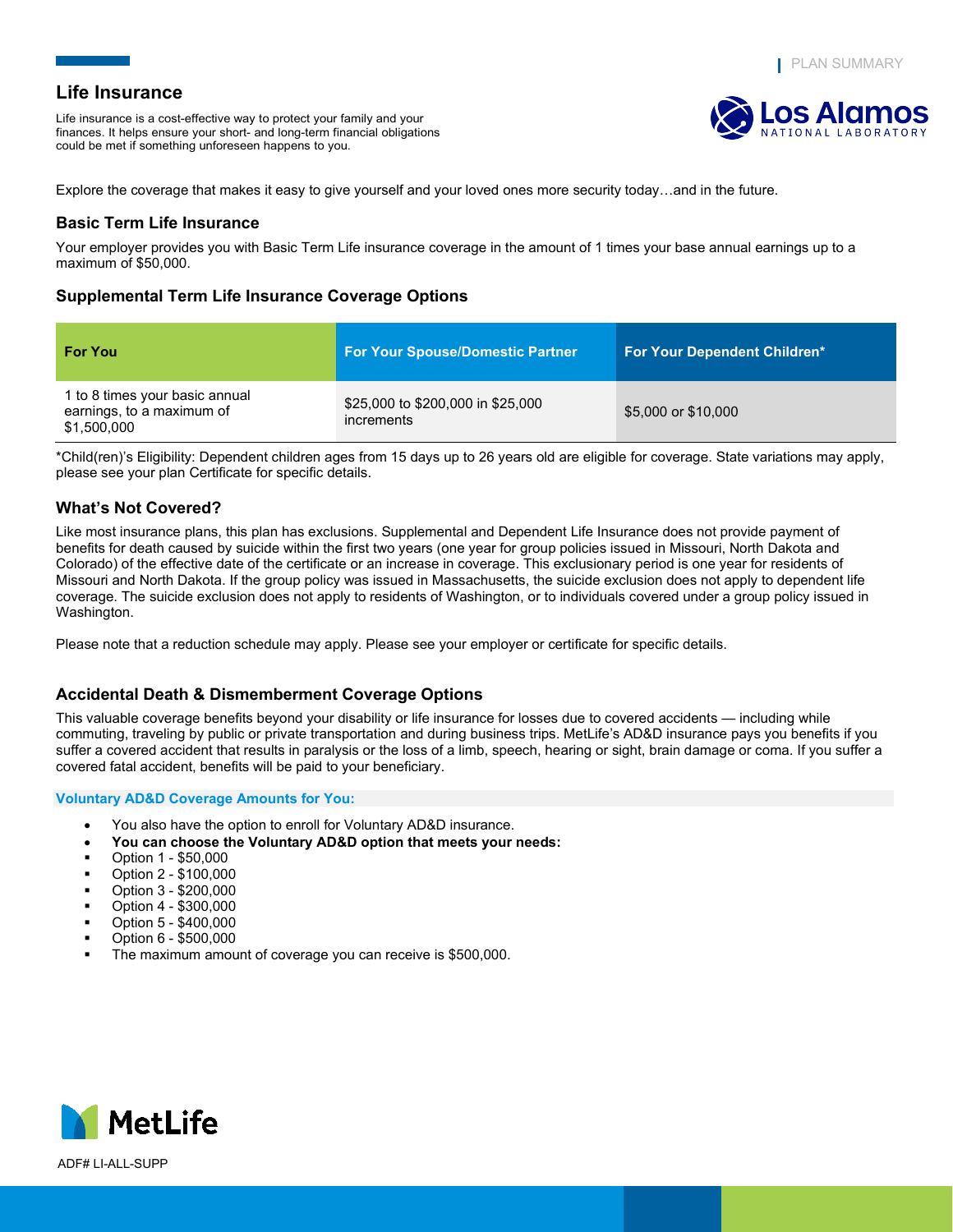# Life Insurance

Life insurance is a cost-effective way to protect your family and your finances. It helps ensure your short- and long-term financial obligations could be met if something unforeseen happens to you.

Explore the coverage that makes it easy to give yourself and your loved ones more security today…and in the future.

## Basic Term Life Insurance

Your employer provides you with Basic Term Life insurance coverage in the amount of 1 times your base annual earnings up to a maximum of $50,000.

## Supplemental Term Life Insurance Coverage Options

| For You | For Your Spouse/Domestic Partner | For Your Dependent Children* |
|---|---|---|
| 1 to 8 times your basic annual earnings, to a maximum of $1,500,000 | $25,000 to $200,000 in $25,000 increments | $5,000 or $10,000 |

*Child(ren)'s Eligibility: Dependent children ages from 15 days up to 26 years old are eligible for coverage. State variations may apply, please see your plan Certificate for specific details.

## What's Not Covered?

Like most insurance plans, this plan has exclusions. Supplemental and Dependent Life Insurance does not provide payment of benefits for death caused by suicide within the first two years (one year for group policies issued in Missouri, North Dakota and Colorado) of the effective date of the certificate or an increase in coverage. This exclusionary period is one year for residents of Missouri and North Dakota. If the group policy was issued in Massachusetts, the suicide exclusion does not apply to dependent life coverage. The suicide exclusion does not apply to residents of Washington, or to individuals covered under a group policy issued in Washington.

Please note that a reduction schedule may apply. Please see your employer or certificate for specific details.

## Accidental Death & Dismemberment Coverage Options

This valuable coverage benefits beyond your disability or life insurance for losses due to covered accidents — including while commuting, traveling by public or private transportation and during business trips. MetLife's AD&D insurance pays you benefits if you suffer a covered accident that results in paralysis or the loss of a limb, speech, hearing or sight, brain damage or coma. If you suffer a covered fatal accident, benefits will be paid to your beneficiary.

### Voluntary AD&D Coverage Amounts for You:

- You also have the option to enroll for Voluntary AD&D insurance.
- **You can choose the Voluntary AD&D option that meets your needs:**
- Option 1 - $50,000
- Option 2 - $100,000
- Option 3 - $200,000
- Option 4 - $300,000
- Option 5 - $400,000
- Option 6 - $500,000
- The maximum amount of coverage you can receive is $500,000.

ADF# LI-ALL-SUPP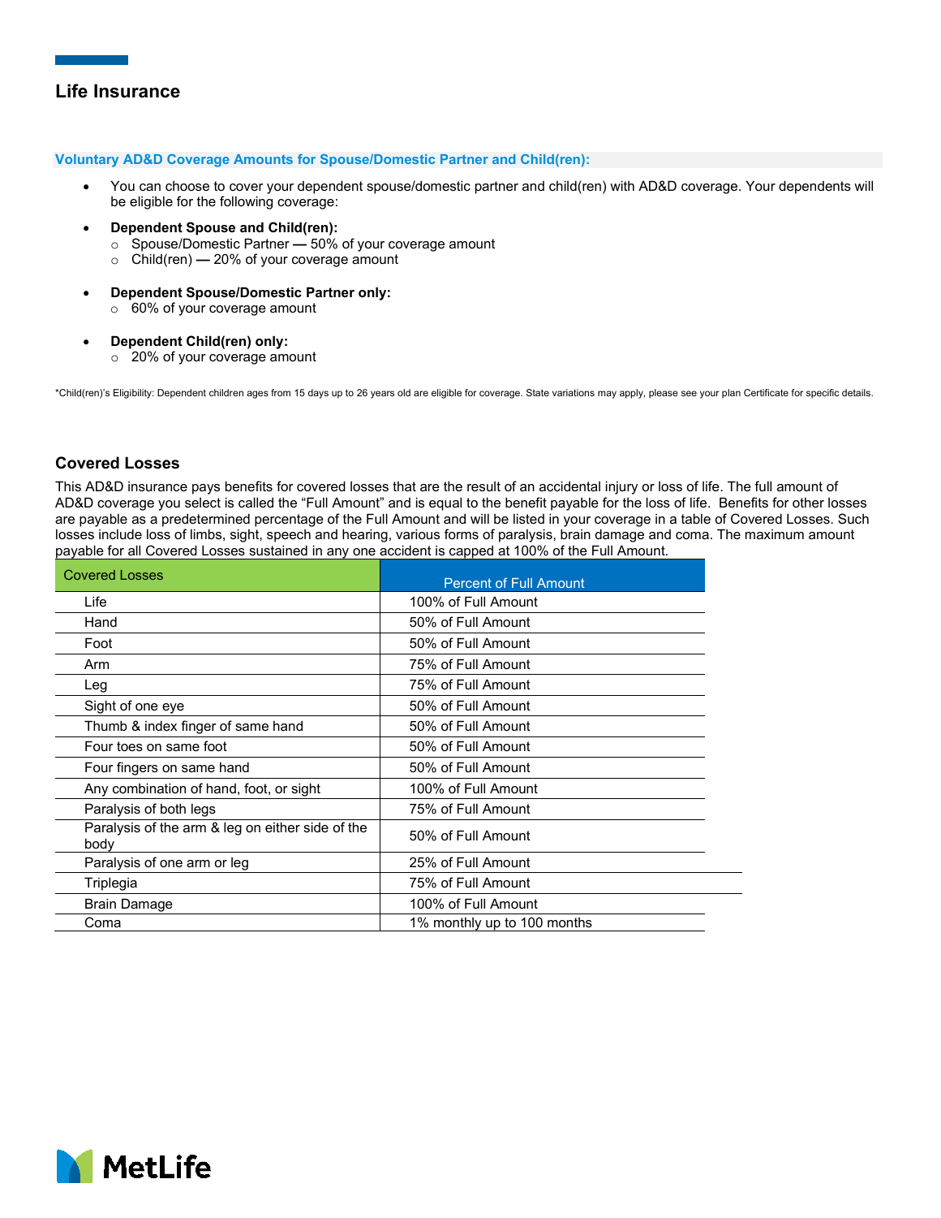## Life Insurance

### Voluntary AD&D Coverage Amounts for Spouse/Domestic Partner and Child(ren):

- You can choose to cover your dependent spouse/domestic partner and child(ren) with AD&D coverage. Your dependents will be eligible for the following coverage:
- **Dependent Spouse and Child(ren):**
  - Spouse/Domestic Partner — 50% of your coverage amount
  - Child(ren) — 20% of your coverage amount
- **Dependent Spouse/Domestic Partner only:**
  - 60% of your coverage amount
- **Dependent Child(ren) only:**
  - 20% of your coverage amount

*Child(ren)'s Eligibility: Dependent children ages from 15 days up to 26 years old are eligible for coverage. State variations may apply, please see your plan Certificate for specific details.

### Covered Losses

This AD&D insurance pays benefits for covered losses that are the result of an accidental injury or loss of life. The full amount of AD&D coverage you select is called the "Full Amount" and is equal to the benefit payable for the loss of life. Benefits for other losses are payable as a predetermined percentage of the Full Amount and will be listed in your coverage in a table of Covered Losses. Such losses include loss of limbs, sight, speech and hearing, various forms of paralysis, brain damage and coma. The maximum amount payable for all Covered Losses sustained in any one accident is capped at 100% of the Full Amount.

| Covered Losses | Percent of Full Amount |
|---|---|
| Life | 100% of Full Amount |
| Hand | 50% of Full Amount |
| Foot | 50% of Full Amount |
| Arm | 75% of Full Amount |
| Leg | 75% of Full Amount |
| Sight of one eye | 50% of Full Amount |
| Thumb & index finger of same hand | 50% of Full Amount |
| Four toes on same foot | 50% of Full Amount |
| Four fingers on same hand | 50% of Full Amount |
| Any combination of hand, foot, or sight | 100% of Full Amount |
| Paralysis of both legs | 75% of Full Amount |
| Paralysis of the arm & leg on either side of the body | 50% of Full Amount |
| Paralysis of one arm or leg | 25% of Full Amount |
| Triplegia | 75% of Full Amount |
| Brain Damage | 100% of Full Amount |
| Coma | 1% monthly up to 100 months |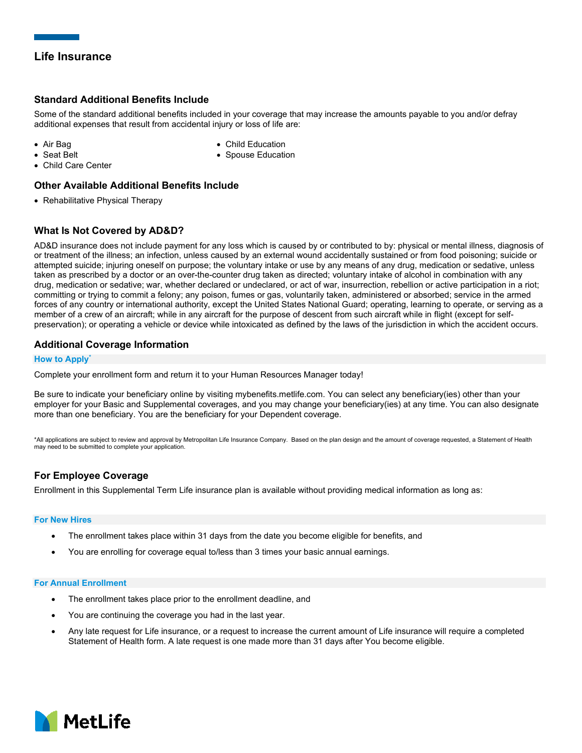# Life Insurance

## Standard Additional Benefits Include

Some of the standard additional benefits included in your coverage that may increase the amounts payable to you and/or defray additional expenses that result from accidental injury or loss of life are:

- Air Bag
- Seat Belt
- Child Care Center
- Child Education
- Spouse Education

## Other Available Additional Benefits Include

- Rehabilitative Physical Therapy

## What Is Not Covered by AD&D?

AD&D insurance does not include payment for any loss which is caused by or contributed to by: physical or mental illness, diagnosis of or treatment of the illness; an infection, unless caused by an external wound accidentally sustained or from food poisoning; suicide or attempted suicide; injuring oneself on purpose; the voluntary intake or use by any means of any drug, medication or sedative, unless taken as prescribed by a doctor or an over-the-counter drug taken as directed; voluntary intake of alcohol in combination with any drug, medication or sedative; war, whether declared or undeclared, or act of war, insurrection, rebellion or active participation in a riot; committing or trying to commit a felony; any poison, fumes or gas, voluntarily taken, administered or absorbed; service in the armed forces of any country or international authority, except the United States National Guard; operating, learning to operate, or serving as a member of a crew of an aircraft; while in any aircraft for the purpose of descent from such aircraft while in flight (except for self-preservation); or operating a vehicle or device while intoxicated as defined by the laws of the jurisdiction in which the accident occurs.

## Additional Coverage Information

### How to Apply*

Complete your enrollment form and return it to your Human Resources Manager today!

Be sure to indicate your beneficiary online by visiting mybenefits.metlife.com. You can select any beneficiary(ies) other than your employer for your Basic and Supplemental coverages, and you may change your beneficiary(ies) at any time. You can also designate more than one beneficiary. You are the beneficiary for your Dependent coverage.

*All applications are subject to review and approval by Metropolitan Life Insurance Company. Based on the plan design and the amount of coverage requested, a Statement of Health may need to be submitted to complete your application.

## For Employee Coverage

Enrollment in this Supplemental Term Life insurance plan is available without providing medical information as long as:

### For New Hires

- The enrollment takes place within 31 days from the date you become eligible for benefits, and
- You are enrolling for coverage equal to/less than 3 times your basic annual earnings.

### For Annual Enrollment

- The enrollment takes place prior to the enrollment deadline, and
- You are continuing the coverage you had in the last year.
- Any late request for Life insurance, or a request to increase the current amount of Life insurance will require a completed Statement of Health form. A late request is one made more than 31 days after You become eligible.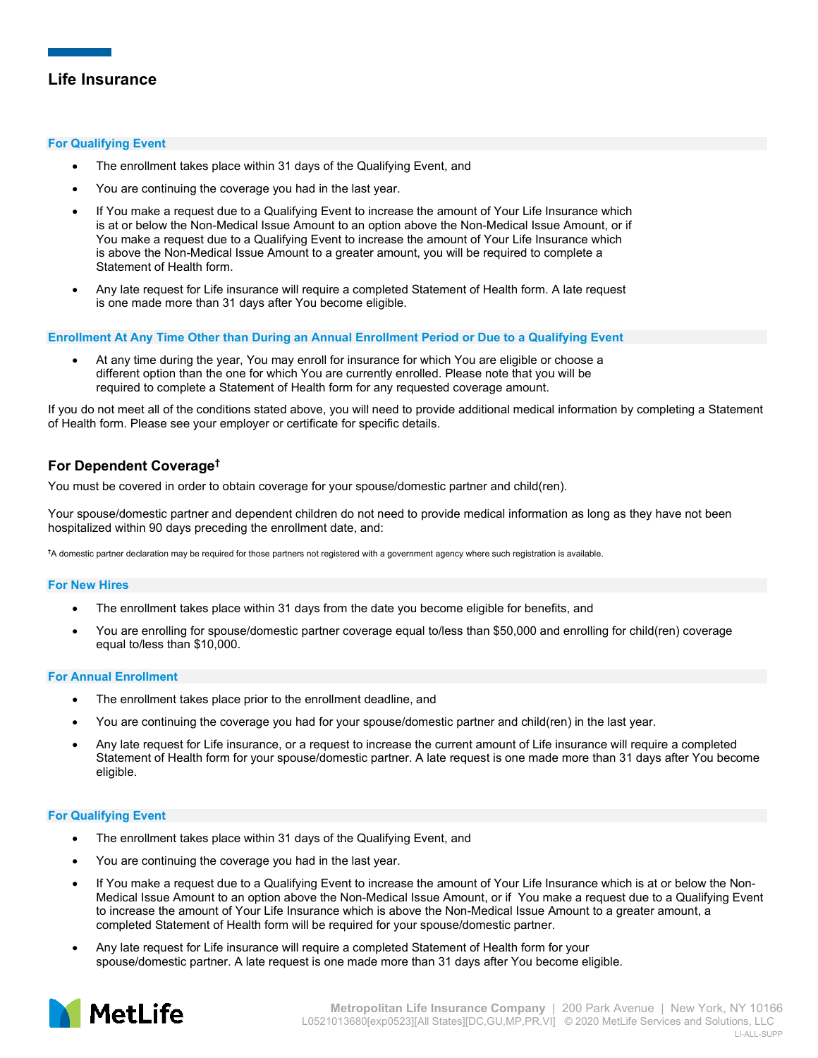## Life Insurance

### For Qualifying Event

- The enrollment takes place within 31 days of the Qualifying Event, and
- You are continuing the coverage you had in the last year.
- If You make a request due to a Qualifying Event to increase the amount of Your Life Insurance which is at or below the Non-Medical Issue Amount to an option above the Non-Medical Issue Amount, or if You make a request due to a Qualifying Event to increase the amount of Your Life Insurance which is above the Non-Medical Issue Amount to a greater amount, you will be required to complete a Statement of Health form.
- Any late request for Life insurance will require a completed Statement of Health form. A late request is one made more than 31 days after You become eligible.

### Enrollment At Any Time Other than During an Annual Enrollment Period or Due to a Qualifying Event

- At any time during the year, You may enroll for insurance for which You are eligible or choose a different option than the one for which You are currently enrolled. Please note that you will be required to complete a Statement of Health form for any requested coverage amount.

If you do not meet all of the conditions stated above, you will need to provide additional medical information by completing a Statement of Health form. Please see your employer or certificate for specific details.

## For Dependent Coverage†

You must be covered in order to obtain coverage for your spouse/domestic partner and child(ren).

Your spouse/domestic partner and dependent children do not need to provide medical information as long as they have not been hospitalized within 90 days preceding the enrollment date, and:

†A domestic partner declaration may be required for those partners not registered with a government agency where such registration is available.

### For New Hires

- The enrollment takes place within 31 days from the date you become eligible for benefits, and
- You are enrolling for spouse/domestic partner coverage equal to/less than $50,000 and enrolling for child(ren) coverage equal to/less than $10,000.

### For Annual Enrollment

- The enrollment takes place prior to the enrollment deadline, and
- You are continuing the coverage you had for your spouse/domestic partner and child(ren) in the last year.
- Any late request for Life insurance, or a request to increase the current amount of Life insurance will require a completed Statement of Health form for your spouse/domestic partner. A late request is one made more than 31 days after You become eligible.

### For Qualifying Event

- The enrollment takes place within 31 days of the Qualifying Event, and
- You are continuing the coverage you had in the last year.
- If You make a request due to a Qualifying Event to increase the amount of Your Life Insurance which is at or below the Non-Medical Issue Amount to an option above the Non-Medical Issue Amount, or if You make a request due to a Qualifying Event to increase the amount of Your Life Insurance which is above the Non-Medical Issue Amount to a greater amount, a completed Statement of Health form will be required for your spouse/domestic partner.
- Any late request for Life insurance will require a completed Statement of Health form for your spouse/domestic partner. A late request is one made more than 31 days after You become eligible.

MetLife

Metropolitan Life Insurance Company | 200 Park Avenue | New York, NY 10166
L0521013680[exp0523][All States][DC,GU,MP,PR,VI] © 2020 MetLife Services and Solutions, LLC
LI-ALL-SUPP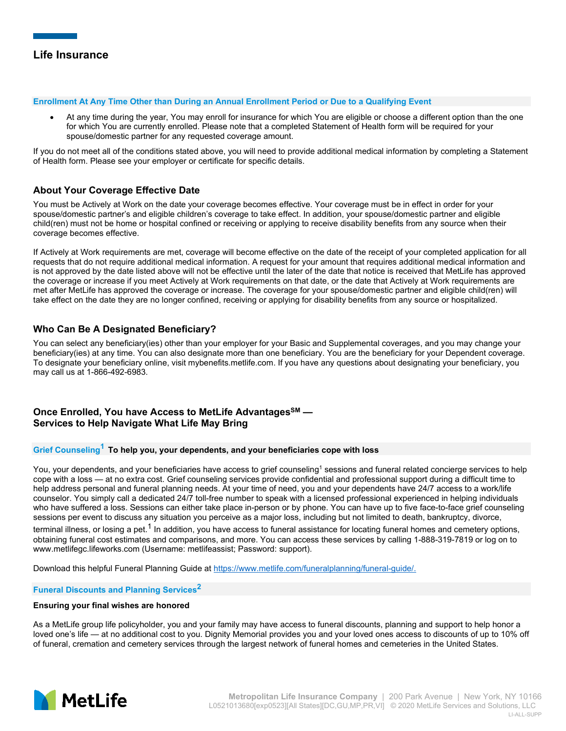## Life Insurance

**Enrollment At Any Time Other than During an Annual Enrollment Period or Due to a Qualifying Event**

- At any time during the year, You may enroll for insurance for which You are eligible or choose a different option than the one for which You are currently enrolled. Please note that a completed Statement of Health form will be required for your spouse/domestic partner for any requested coverage amount.

If you do not meet all of the conditions stated above, you will need to provide additional medical information by completing a Statement of Health form. Please see your employer or certificate for specific details.

### About Your Coverage Effective Date

You must be Actively at Work on the date your coverage becomes effective. Your coverage must be in effect in order for your spouse/domestic partner's and eligible children's coverage to take effect. In addition, your spouse/domestic partner and eligible child(ren) must not be home or hospital confined or receiving or applying to receive disability benefits from any source when their coverage becomes effective.

If Actively at Work requirements are met, coverage will become effective on the date of the receipt of your completed application for all requests that do not require additional medical information. A request for your amount that requires additional medical information and is not approved by the date listed above will not be effective until the later of the date that notice is received that MetLife has approved the coverage or increase if you meet Actively at Work requirements on that date, or the date that Actively at Work requirements are met after MetLife has approved the coverage or increase. The coverage for your spouse/domestic partner and eligible child(ren) will take effect on the date they are no longer confined, receiving or applying for disability benefits from any source or hospitalized.

### Who Can Be A Designated Beneficiary?

You can select any beneficiary(ies) other than your employer for your Basic and Supplemental coverages, and you may change your beneficiary(ies) at any time. You can also designate more than one beneficiary. You are the beneficiary for your Dependent coverage. To designate your beneficiary online, visit mybenefits.metlife.com. If you have any questions about designating your beneficiary, you may call us at 1-866-492-6983.

### Once Enrolled, You have Access to MetLife Advantages℠ — Services to Help Navigate What Life May Bring

**Grief Counseling[1]** **To help you, your dependents, and your beneficiaries cope with loss**

You, your dependents, and your beneficiaries have access to grief counseling[1] sessions and funeral related concierge services to help cope with a loss — at no extra cost. Grief counseling services provide confidential and professional support during a difficult time to help address personal and funeral planning needs. At your time of need, you and your dependents have 24/7 access to a work/life counselor. You simply call a dedicated 24/7 toll-free number to speak with a licensed professional experienced in helping individuals who have suffered a loss. Sessions can either take place in-person or by phone. You can have up to five face-to-face grief counseling sessions per event to discuss any situation you perceive as a major loss, including but not limited to death, bankruptcy, divorce, terminal illness, or losing a pet.[1] In addition, you have access to funeral assistance for locating funeral homes and cemetery options, obtaining funeral cost estimates and comparisons, and more. You can access these services by calling 1-888-319-7819 or log on to www.metlifegc.lifeworks.com (Username: metlifeassist; Password: support).

Download this helpful Funeral Planning Guide at https://www.metlife.com/funeralplanning/funeral-guide/.

**Funeral Discounts and Planning Services[2]**

**Ensuring your final wishes are honored**

As a MetLife group life policyholder, you and your family may have access to funeral discounts, planning and support to help honor a loved one's life — at no additional cost to you. Dignity Memorial provides you and your loved ones access to discounts of up to 10% off of funeral, cremation and cemetery services through the largest network of funeral homes and cemeteries in the United States.

Metropolitan Life Insurance Company | 200 Park Avenue | New York, NY 10166
L0521013680[exp0523][All States][DC,GU,MP,PR,VI] © 2020 MetLife Services and Solutions, LLC
LI-ALL-SUPP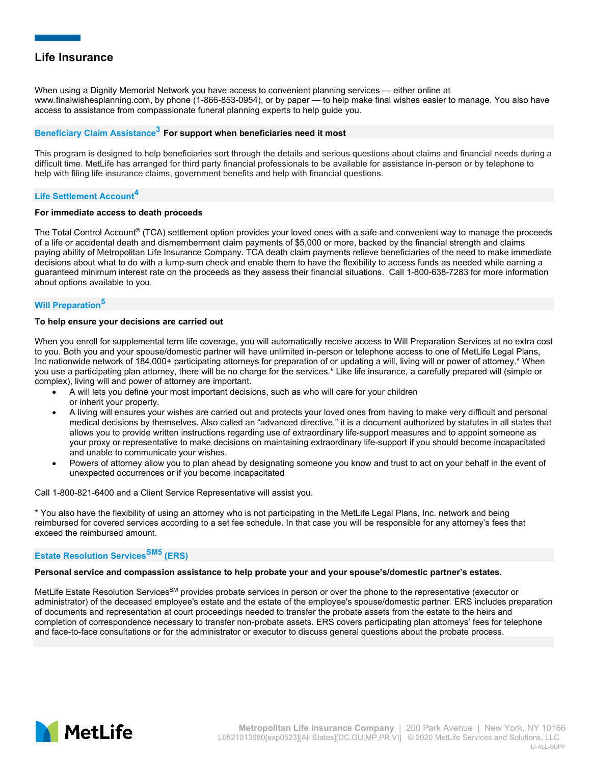## Life Insurance

When using a Dignity Memorial Network you have access to convenient planning services — either online at www.finalwishesplanning.com, by phone (1-866-853-0954), or by paper — to help make final wishes easier to manage. You also have access to assistance from compassionate funeral planning experts to help guide you.

### Beneficiary Claim Assistance[3] For support when beneficiaries need it most

This program is designed to help beneficiaries sort through the details and serious questions about claims and financial needs during a difficult time. MetLife has arranged for third party financial professionals to be available for assistance in-person or by telephone to help with filing life insurance claims, government benefits and help with financial questions.

### Life Settlement Account[4]

**For immediate access to death proceeds**

The Total Control Account® (TCA) settlement option provides your loved ones with a safe and convenient way to manage the proceeds of a life or accidental death and dismemberment claim payments of $5,000 or more, backed by the financial strength and claims paying ability of Metropolitan Life Insurance Company. TCA death claim payments relieve beneficiaries of the need to make immediate decisions about what to do with a lump-sum check and enable them to have the flexibility to access funds as needed while earning a guaranteed minimum interest rate on the proceeds as they assess their financial situations. Call 1-800-638-7283 for more information about options available to you.

### Will Preparation[5]

**To help ensure your decisions are carried out**

When you enroll for supplemental term life coverage, you will automatically receive access to Will Preparation Services at no extra cost to you. Both you and your spouse/domestic partner will have unlimited in-person or telephone access to one of MetLife Legal Plans, Inc nationwide network of 184,000+ participating attorneys for preparation of or updating a will, living will or power of attorney.* When you use a participating plan attorney, there will be no charge for the services.* Like life insurance, a carefully prepared will (simple or complex), living will and power of attorney are important.

- A will lets you define your most important decisions, such as who will care for your children or inherit your property.
- A living will ensures your wishes are carried out and protects your loved ones from having to make very difficult and personal medical decisions by themselves. Also called an "advanced directive," it is a document authorized by statutes in all states that allows you to provide written instructions regarding use of extraordinary life-support measures and to appoint someone as your proxy or representative to make decisions on maintaining extraordinary life-support if you should become incapacitated and unable to communicate your wishes.
- Powers of attorney allow you to plan ahead by designating someone you know and trust to act on your behalf in the event of unexpected occurrences or if you become incapacitated

Call 1-800-821-6400 and a Client Service Representative will assist you.

* You also have the flexibility of using an attorney who is not participating in the MetLife Legal Plans, Inc. network and being reimbursed for covered services according to a set fee schedule. In that case you will be responsible for any attorney's fees that exceed the reimbursed amount.

### Estate Resolution Services[SM5] (ERS)

**Personal service and compassion assistance to help probate your and your spouse's/domestic partner's estates.**

MetLife Estate Resolution Services[SM] provides probate services in person or over the phone to the representative (executor or administrator) of the deceased employee's estate and the estate of the employee's spouse/domestic partner. ERS includes preparation of documents and representation at court proceedings needed to transfer the probate assets from the estate to the heirs and completion of correspondence necessary to transfer non-probate assets. ERS covers participating plan attorneys' fees for telephone and face-to-face consultations or for the administrator or executor to discuss general questions about the probate process.

MetLife

Metropolitan Life Insurance Company | 200 Park Avenue | New York, NY 10166
L0521013680[exp0523][All States][DC,GU,MP,PR,VI] © 2020 MetLife Services and Solutions, LLC
LI-ALL-SUPP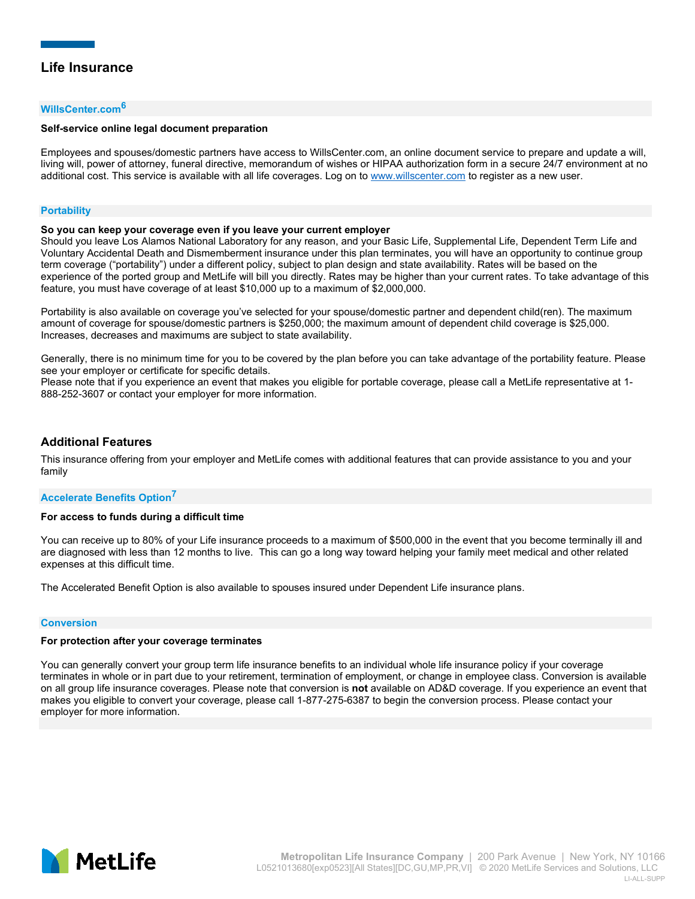## Life Insurance

### WillsCenter.com[6]

**Self-service online legal document preparation**

Employees and spouses/domestic partners have access to WillsCenter.com, an online document service to prepare and update a will, living will, power of attorney, funeral directive, memorandum of wishes or HIPAA authorization form in a secure 24/7 environment at no additional cost. This service is available with all life coverages. Log on to www.willscenter.com to register as a new user.

### Portability

**So you can keep your coverage even if you leave your current employer**

Should you leave Los Alamos National Laboratory for any reason, and your Basic Life, Supplemental Life, Dependent Term Life and Voluntary Accidental Death and Dismemberment insurance under this plan terminates, you will have an opportunity to continue group term coverage ("portability") under a different policy, subject to plan design and state availability. Rates will be based on the experience of the ported group and MetLife will bill you directly. Rates may be higher than your current rates. To take advantage of this feature, you must have coverage of at least $10,000 up to a maximum of $2,000,000.

Portability is also available on coverage you've selected for your spouse/domestic partner and dependent child(ren). The maximum amount of coverage for spouse/domestic partners is $250,000; the maximum amount of dependent child coverage is $25,000. Increases, decreases and maximums are subject to state availability.

Generally, there is no minimum time for you to be covered by the plan before you can take advantage of the portability feature. Please see your employer or certificate for specific details.
Please note that if you experience an event that makes you eligible for portable coverage, please call a MetLife representative at 1-888-252-3607 or contact your employer for more information.

## Additional Features

This insurance offering from your employer and MetLife comes with additional features that can provide assistance to you and your family

### Accelerate Benefits Option[7]

**For access to funds during a difficult time**

You can receive up to 80% of your Life insurance proceeds to a maximum of $500,000 in the event that you become terminally ill and are diagnosed with less than 12 months to live. This can go a long way toward helping your family meet medical and other related expenses at this difficult time.

The Accelerated Benefit Option is also available to spouses insured under Dependent Life insurance plans.

### Conversion

**For protection after your coverage terminates**

You can generally convert your group term life insurance benefits to an individual whole life insurance policy if your coverage terminates in whole or in part due to your retirement, termination of employment, or change in employee class. Conversion is available on all group life insurance coverages. Please note that conversion is **not** available on AD&D coverage. If you experience an event that makes you eligible to convert your coverage, please call 1-877-275-6387 to begin the conversion process. Please contact your employer for more information.

Metropolitan Life Insurance Company | 200 Park Avenue | New York, NY 10166
L0521013680[exp0523][All States][DC,GU,MP,PR,VI] © 2020 MetLife Services and Solutions, LLC
LI-ALL-SUPP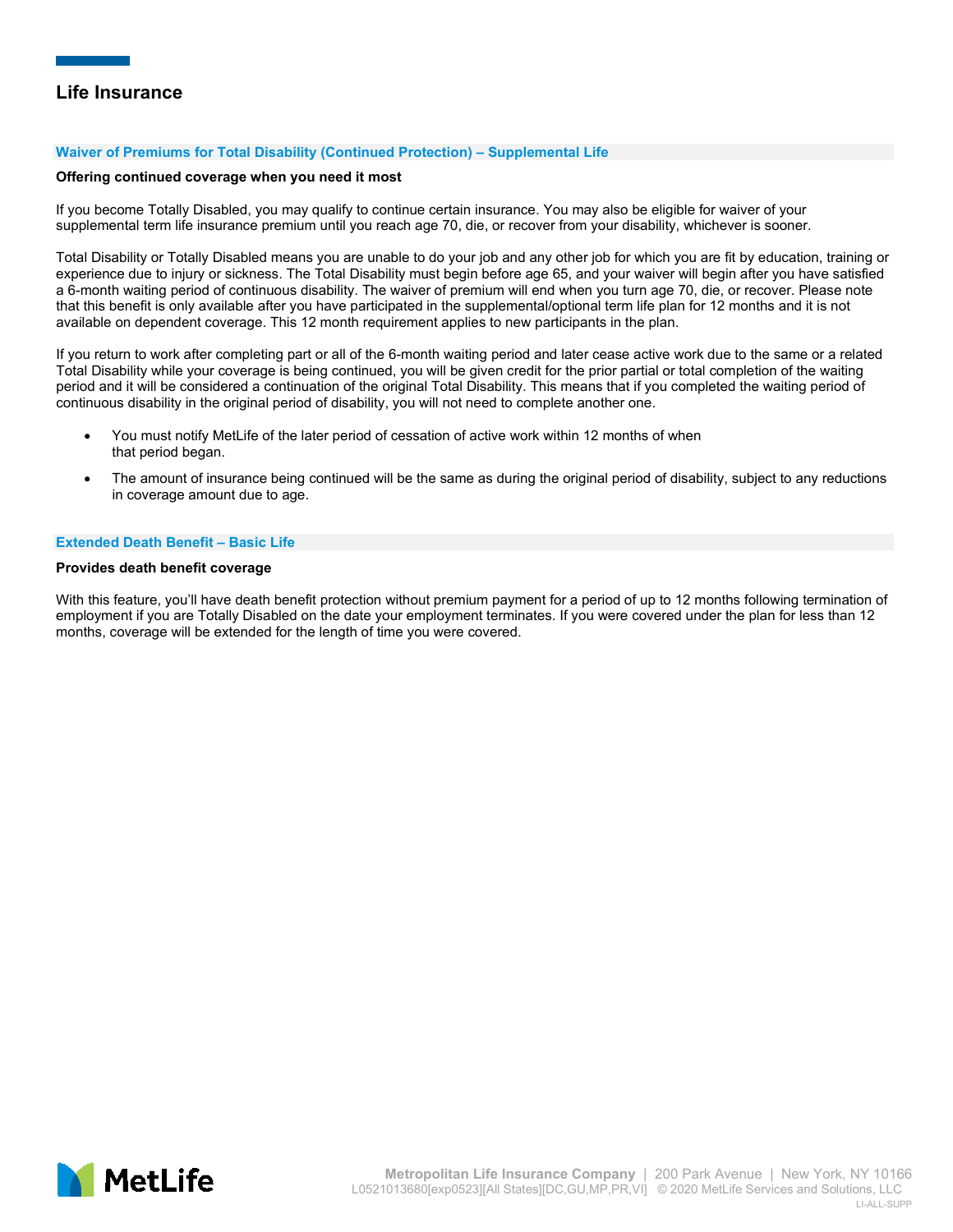## Life Insurance

### Waiver of Premiums for Total Disability (Continued Protection) – Supplemental Life

**Offering continued coverage when you need it most**

If you become Totally Disabled, you may qualify to continue certain insurance. You may also be eligible for waiver of your supplemental term life insurance premium until you reach age 70, die, or recover from your disability, whichever is sooner.

Total Disability or Totally Disabled means you are unable to do your job and any other job for which you are fit by education, training or experience due to injury or sickness. The Total Disability must begin before age 65, and your waiver will begin after you have satisfied a 6-month waiting period of continuous disability. The waiver of premium will end when you turn age 70, die, or recover. Please note that this benefit is only available after you have participated in the supplemental/optional term life plan for 12 months and it is not available on dependent coverage. This 12 month requirement applies to new participants in the plan.

If you return to work after completing part or all of the 6-month waiting period and later cease active work due to the same or a related Total Disability while your coverage is being continued, you will be given credit for the prior partial or total completion of the waiting period and it will be considered a continuation of the original Total Disability. This means that if you completed the waiting period of continuous disability in the original period of disability, you will not need to complete another one.

- You must notify MetLife of the later period of cessation of active work within 12 months of when that period began.
- The amount of insurance being continued will be the same as during the original period of disability, subject to any reductions in coverage amount due to age.

### Extended Death Benefit – Basic Life

**Provides death benefit coverage**

With this feature, you'll have death benefit protection without premium payment for a period of up to 12 months following termination of employment if you are Totally Disabled on the date your employment terminates. If you were covered under the plan for less than 12 months, coverage will be extended for the length of time you were covered.

Metropolitan Life Insurance Company | 200 Park Avenue | New York, NY 10166
L0521013680[exp0523][All States][DC,GU,MP,PR,VI] © 2020 MetLife Services and Solutions, LLC
LI-ALL-SUPP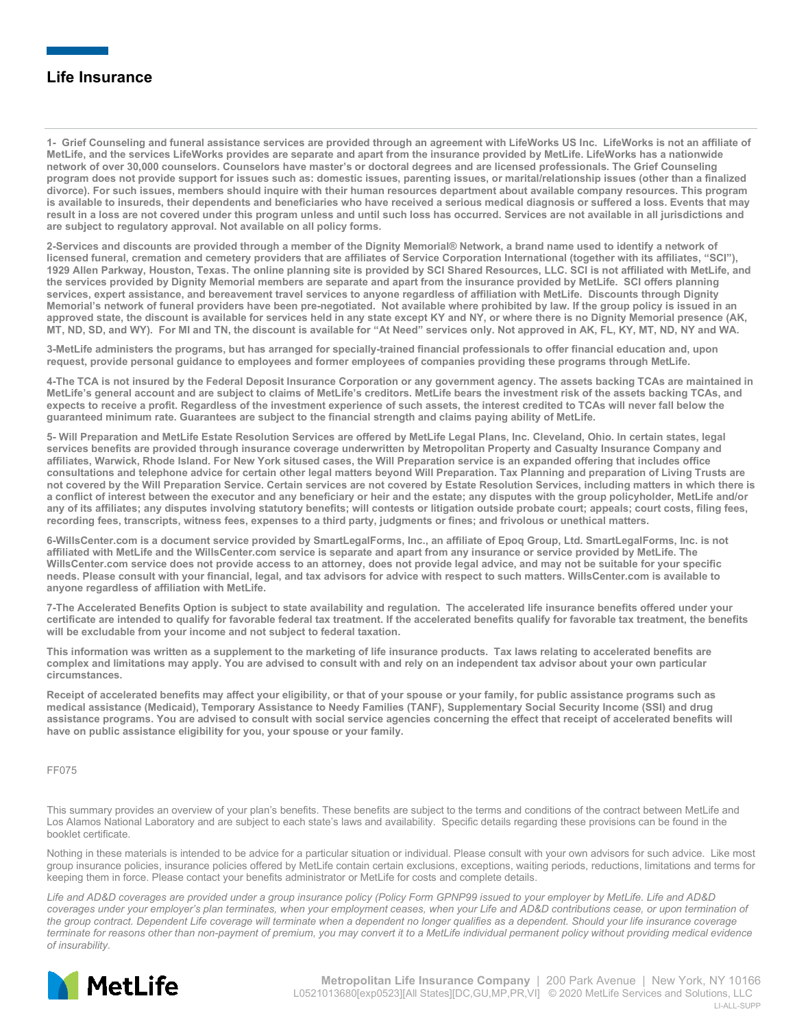## Life Insurance

**1- Grief Counseling and funeral assistance services are provided through an agreement with LifeWorks US Inc. LifeWorks is not an affiliate of MetLife, and the services LifeWorks provides are separate and apart from the insurance provided by MetLife. LifeWorks has a nationwide network of over 30,000 counselors. Counselors have master's or doctoral degrees and are licensed professionals. The Grief Counseling program does not provide support for issues such as: domestic issues, parenting issues, or marital/relationship issues (other than a finalized divorce). For such issues, members should inquire with their human resources department about available company resources. This program is available to insureds, their dependents and beneficiaries who have received a serious medical diagnosis or suffered a loss. Events that may result in a loss are not covered under this program unless and until such loss has occurred. Services are not available in all jurisdictions and are subject to regulatory approval. Not available on all policy forms.**

**2-Services and discounts are provided through a member of the Dignity Memorial® Network, a brand name used to identify a network of licensed funeral, cremation and cemetery providers that are affiliates of Service Corporation International (together with its affiliates, "SCI"), 1929 Allen Parkway, Houston, Texas. The online planning site is provided by SCI Shared Resources, LLC. SCI is not affiliated with MetLife, and the services provided by Dignity Memorial members are separate and apart from the insurance provided by MetLife. SCI offers planning services, expert assistance, and bereavement travel services to anyone regardless of affiliation with MetLife. Discounts through Dignity Memorial's network of funeral providers have been pre-negotiated. Not available where prohibited by law. If the group policy is issued in an approved state, the discount is available for services held in any state except KY and NY, or where there is no Dignity Memorial presence (AK, MT, ND, SD, and WY). For MI and TN, the discount is available for "At Need" services only. Not approved in AK, FL, KY, MT, ND, NY and WA.**

**3-MetLife administers the programs, but has arranged for specially-trained financial professionals to offer financial education and, upon request, provide personal guidance to employees and former employees of companies providing these programs through MetLife.**

**4-The TCA is not insured by the Federal Deposit Insurance Corporation or any government agency. The assets backing TCAs are maintained in MetLife's general account and are subject to claims of MetLife's creditors. MetLife bears the investment risk of the assets backing TCAs, and expects to receive a profit. Regardless of the investment experience of such assets, the interest credited to TCAs will never fall below the guaranteed minimum rate. Guarantees are subject to the financial strength and claims paying ability of MetLife.**

**5- Will Preparation and MetLife Estate Resolution Services are offered by MetLife Legal Plans, Inc. Cleveland, Ohio. In certain states, legal services benefits are provided through insurance coverage underwritten by Metropolitan Property and Casualty Insurance Company and affiliates, Warwick, Rhode Island. For New York sitused cases, the Will Preparation service is an expanded offering that includes office consultations and telephone advice for certain other legal matters beyond Will Preparation. Tax Planning and preparation of Living Trusts are not covered by the Will Preparation Service. Certain services are not covered by Estate Resolution Services, including matters in which there is a conflict of interest between the executor and any beneficiary or heir and the estate; any disputes with the group policyholder, MetLife and/or any of its affiliates; any disputes involving statutory benefits; will contests or litigation outside probate court; appeals; court costs, filing fees, recording fees, transcripts, witness fees, expenses to a third party, judgments or fines; and frivolous or unethical matters.**

**6-WillsCenter.com is a document service provided by SmartLegalForms, Inc., an affiliate of Epoq Group, Ltd. SmartLegalForms, Inc. is not affiliated with MetLife and the WillsCenter.com service is separate and apart from any insurance or service provided by MetLife. The WillsCenter.com service does not provide access to an attorney, does not provide legal advice, and may not be suitable for your specific needs. Please consult with your financial, legal, and tax advisors for advice with respect to such matters. WillsCenter.com is available to anyone regardless of affiliation with MetLife.**

**7-The Accelerated Benefits Option is subject to state availability and regulation. The accelerated life insurance benefits offered under your certificate are intended to qualify for favorable federal tax treatment. If the accelerated benefits qualify for favorable tax treatment, the benefits will be excludable from your income and not subject to federal taxation.**

**This information was written as a supplement to the marketing of life insurance products. Tax laws relating to accelerated benefits are complex and limitations may apply. You are advised to consult with and rely on an independent tax advisor about your own particular circumstances.**

**Receipt of accelerated benefits may affect your eligibility, or that of your spouse or your family, for public assistance programs such as medical assistance (Medicaid), Temporary Assistance to Needy Families (TANF), Supplementary Social Security Income (SSI) and drug assistance programs. You are advised to consult with social service agencies concerning the effect that receipt of accelerated benefits will have on public assistance eligibility for you, your spouse or your family.**

FF075

This summary provides an overview of your plan's benefits. These benefits are subject to the terms and conditions of the contract between MetLife and Los Alamos National Laboratory and are subject to each state's laws and availability. Specific details regarding these provisions can be found in the booklet certificate.

Nothing in these materials is intended to be advice for a particular situation or individual. Please consult with your own advisors for such advice. Like most group insurance policies, insurance policies offered by MetLife contain certain exclusions, exceptions, waiting periods, reductions, limitations and terms for keeping them in force. Please contact your benefits administrator or MetLife for costs and complete details.

*Life and AD&D coverages are provided under a group insurance policy (Policy Form GPNP99 issued to your employer by MetLife. Life and AD&D coverages under your employer's plan terminates, when your employment ceases, when your Life and AD&D contributions cease, or upon termination of the group contract. Dependent Life coverage will terminate when a dependent no longer qualifies as a dependent. Should your life insurance coverage terminate for reasons other than non-payment of premium, you may convert it to a MetLife individual permanent policy without providing medical evidence of insurability.*

MetLife

**Metropolitan Life Insurance Company** | 200 Park Avenue | New York, NY 10166
L0521013680[exp0523][All States][DC,GU,MP,PR,VI] © 2020 MetLife Services and Solutions, LLC
LI-ALL-SUPP